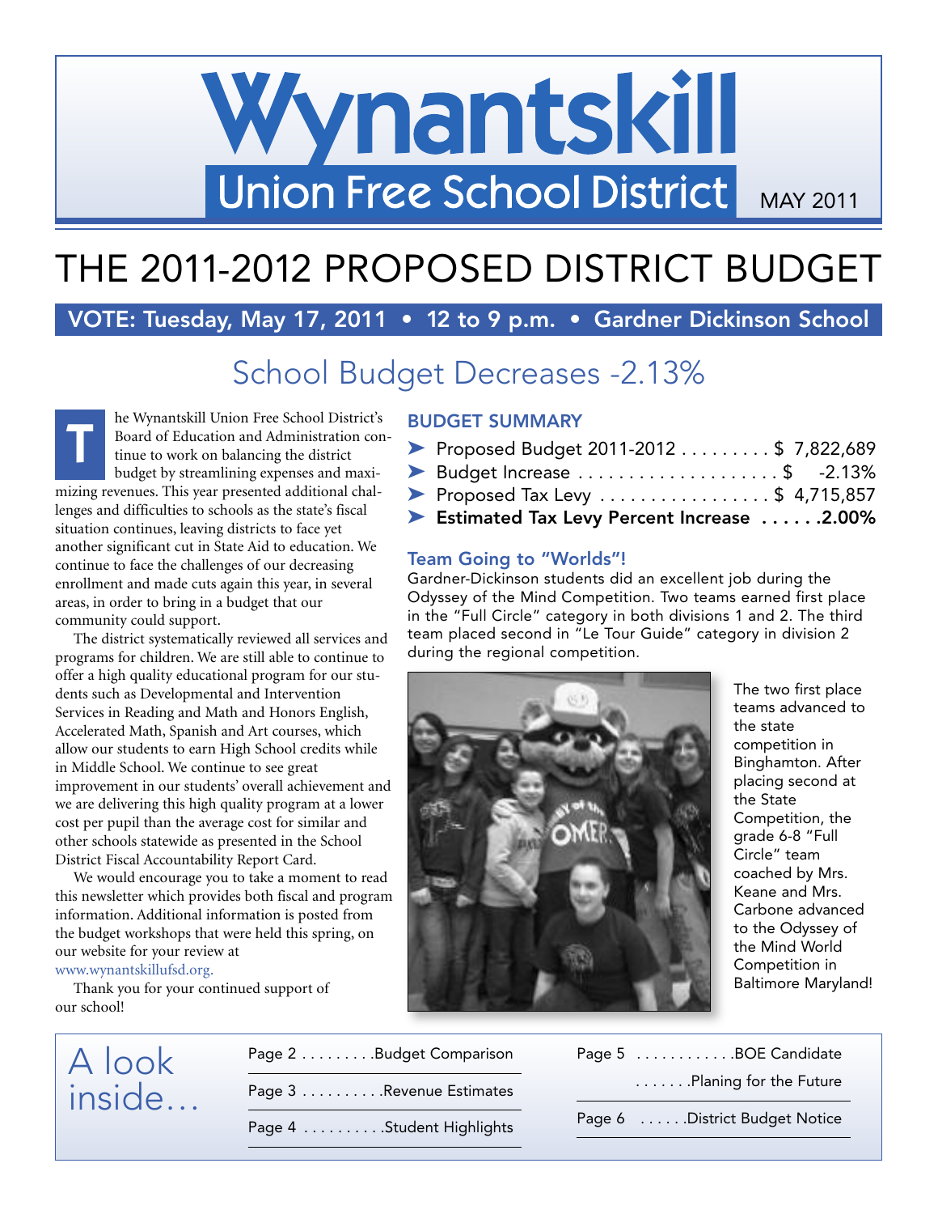# Wynantskill Union Free School District

MAY 2011

# THE 2011-2012 PROPOSED DISTRICT BUDGET

**VOTE: Tuesday, May 17, 2011 • 12 to 9 p.m. • Gardner Dickinson School**

## School Budget Decreases -2.13%

The Wynantskill Union Free School District's Board of Education and Administration continue to work on balancing the district budget by streamlining expenses and maximizing revenues. This year presented additional challenges and difficulties to schools as the state's fiscal situation continues, leaving districts to face yet another significant cut in State Aid to education. We continue to face the challenges of our decreasing enrollment and made cuts again this year, in several areas, in order to bring in a budget that our community could support.

The district systematically reviewed all services and programs for children. We are still able to continue to offer a high quality educational program for our students such as Developmental and Intervention Services in Reading and Math and Honors English, Accelerated Math, Spanish and Art courses, which allow our students to earn High School credits while in Middle School. We continue to see great improvement in our students' overall achievement and we are delivering this high quality program at a lower cost per pupil than the average cost for similar and other schools statewide as presented in the School District Fiscal Accountability Report Card.

We would encourage you to take a moment to read this newsletter which provides both fiscal and program information. Additional information is posted from the budget workshops that were held this spring, on our website for your review at www.wynantskillufsd.org.

Thank you for your continued support of our school!

### BUDGET SUMMARY

- Proposed Budget 2011-2012 .......... $ 7,822,689
- Budget Increase ..................... $ -2.13%
- Proposed Tax Levy ................. $ 4,715,857
- **Estimated Tax Levy Percent Increase ......2.00%**

### Team Going to "Worlds"!

Gardner-Dickinson students did an excellent job during the Odyssey of the Mind Competition. Two teams earned first place in the "Full Circle" category in both divisions 1 and 2. The third team placed second in "Le Tour Guide" category in division 2 during the regional competition.

The two first place teams advanced to the state competition in Binghamton. After placing second at the State Competition, the grade 6-8 "Full Circle" team coached by Mrs. Keane and Mrs. Carbone advanced to the Odyssey of the Mind World Competition in Baltimore Maryland!

## A look inside...

- Page 2 .........Budget Comparison
- Page 3 ..........Revenue Estimates
- Page 4 ..........Student Highlights
- Page 5 ............BOE Candidate
- .......Planing for the Future
- Page 6 ......District Budget Notice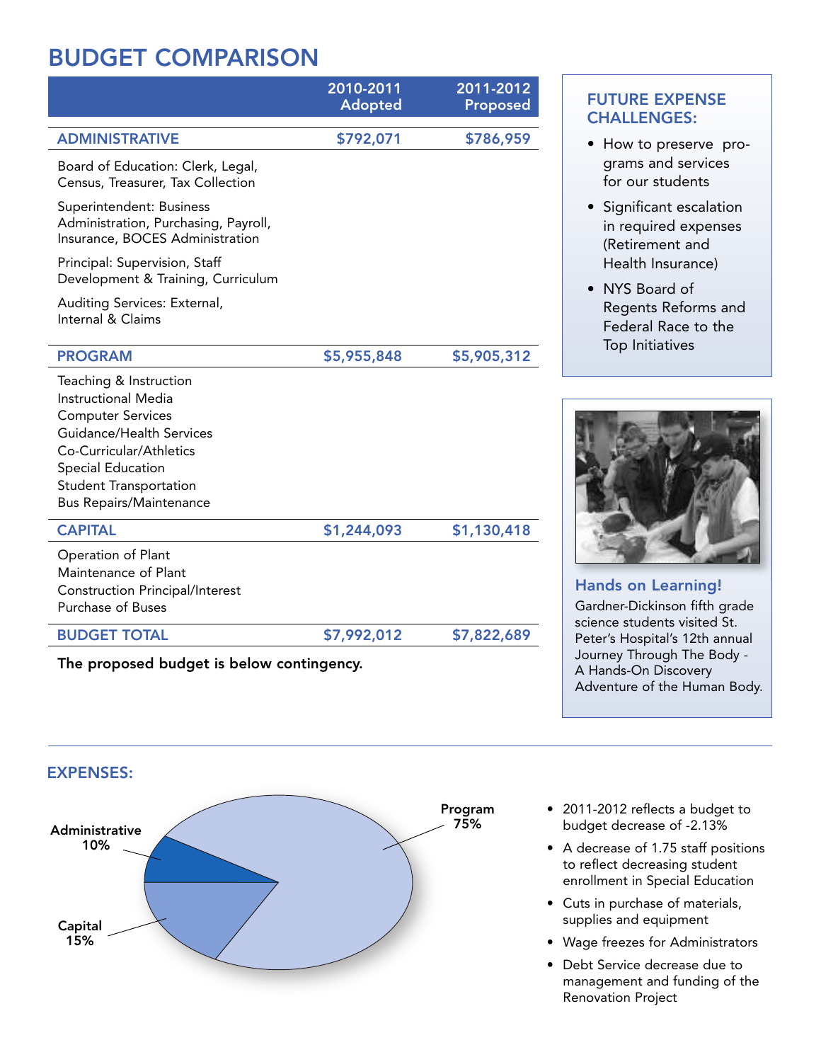# BUDGET COMPARISON

| | 2010-2011 Adopted | 2011-2012 Proposed |
|---|---|---|
| **ADMINISTRATIVE** | **$792,071** | **$786,959** |
| Board of Education: Clerk, Legal, Census, Treasurer, Tax Collection | | |
| Superintendent: Business Administration, Purchasing, Payroll, Insurance, BOCES Administration | | |
| Principal: Supervision, Staff Development & Training, Curriculum | | |
| Auditing Services: External, Internal & Claims | | |
| **PROGRAM** | **$5,955,848** | **$5,905,312** |
| Teaching & Instruction<br>Instructional Media<br>Computer Services<br>Guidance/Health Services<br>Co-Curricular/Athletics<br>Special Education<br>Student Transportation<br>Bus Repairs/Maintenance | | |
| **CAPITAL** | **$1,244,093** | **$1,130,418** |
| Operation of Plant<br>Maintenance of Plant<br>Construction Principal/Interest<br>Purchase of Buses | | |
| **BUDGET TOTAL** | **$7,992,012** | **$7,822,689** |

**The proposed budget is below contingency.**

## FUTURE EXPENSE CHALLENGES:

- How to preserve programs and services for our students
- Significant escalation in required expenses (Retirement and Health Insurance)
- NYS Board of Regents Reforms and Federal Race to the Top Initiatives

### Hands on Learning!

Gardner-Dickinson fifth grade science students visited St. Peter's Hospital's 12th annual Journey Through The Body - A Hands-On Discovery Adventure of the Human Body.

## EXPENSES:

- Program 75%
- Administrative 10%
- Capital 15%

- 2011-2012 reflects a budget to budget decrease of -2.13%
- A decrease of 1.75 staff positions to reflect decreasing student enrollment in Special Education
- Cuts in purchase of materials, supplies and equipment
- Wage freezes for Administrators
- Debt Service decrease due to management and funding of the Renovation Project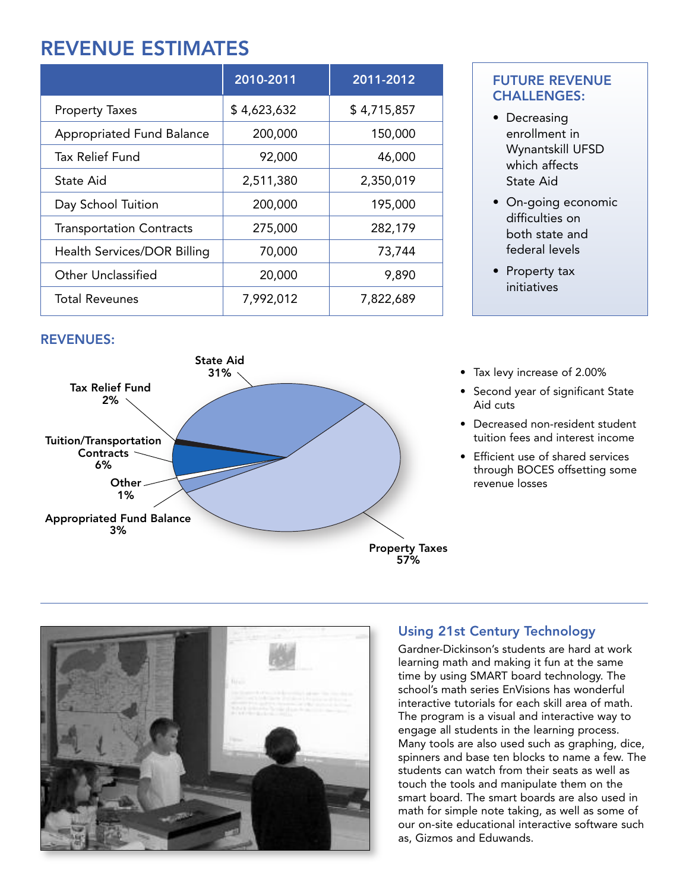# REVENUE ESTIMATES

| | 2010-2011 | 2011-2012 |
|---|---|---|
| Property Taxes | $ 4,623,632 | $ 4,715,857 |
| Appropriated Fund Balance | 200,000 | 150,000 |
| Tax Relief Fund | 92,000 | 46,000 |
| State Aid | 2,511,380 | 2,350,019 |
| Day School Tuition | 200,000 | 195,000 |
| Transportation Contracts | 275,000 | 282,179 |
| Health Services/DOR Billing | 70,000 | 73,744 |
| Other Unclassified | 20,000 | 9,890 |
| Total Reveunes | 7,992,012 | 7,822,689 |

## FUTURE REVENUE CHALLENGES:

- Decreasing enrollment in Wynantskill UFSD which affects State Aid
- On-going economic difficulties on both state and federal levels
- Property tax initiatives

## REVENUES:

State Aid 31%
Tax Relief Fund 2%
Tuition/Transportation Contracts 6%
Other 1%
Appropriated Fund Balance 3%
Property Taxes 57%

- Tax levy increase of 2.00%
- Second year of significant State Aid cuts
- Decreased non-resident student tuition fees and interest income
- Efficient use of shared services through BOCES offsetting some revenue losses

## Using 21st Century Technology

Gardner-Dickinson's students are hard at work learning math and making it fun at the same time by using SMART board technology. The school's math series EnVisions has wonderful interactive tutorials for each skill area of math. The program is a visual and interactive way to engage all students in the learning process. Many tools are also used such as graphing, dice, spinners and base ten blocks to name a few. The students can watch from their seats as well as touch the tools and manipulate them on the smart board. The smart boards are also used in math for simple note taking, as well as some of our on-site educational interactive software such as, Gizmos and Eduwands.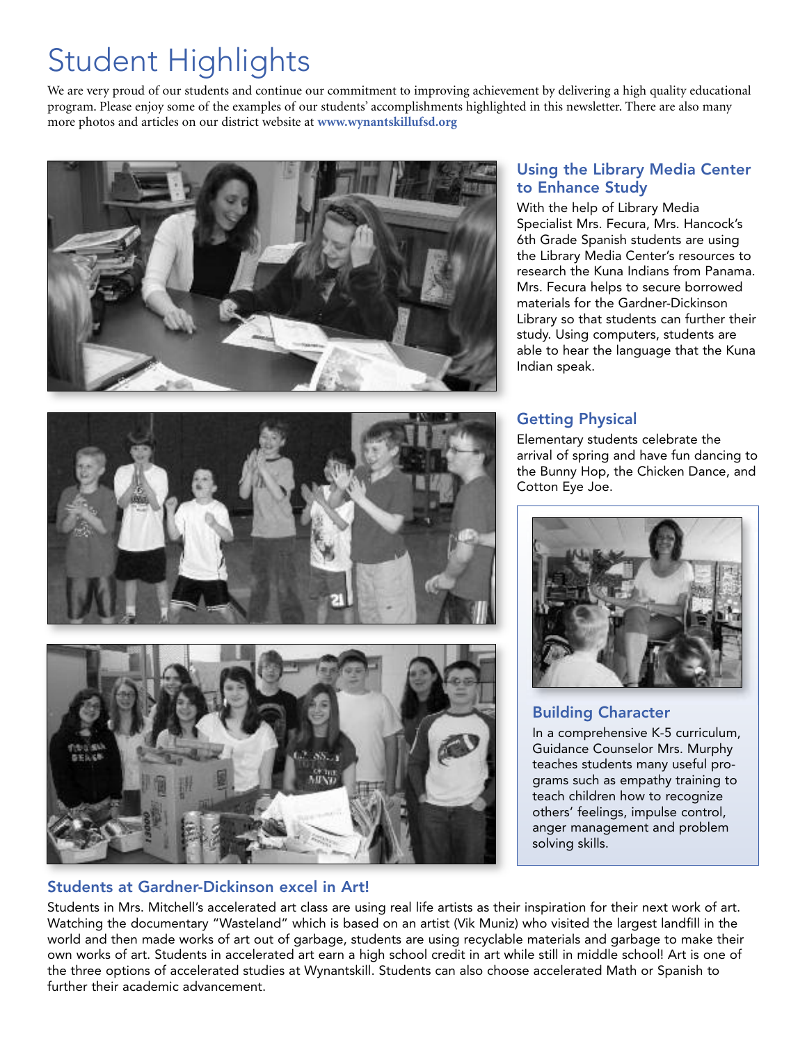# Student Highlights

We are very proud of our students and continue our commitment to improving achievement by delivering a high quality educational program. Please enjoy some of the examples of our students' accomplishments highlighted in this newsletter. There are also many more photos and articles on our district website at **www.wynantskillufsd.org**

## Using the Library Media Center to Enhance Study

With the help of Library Media Specialist Mrs. Fecura, Mrs. Hancock's 6th Grade Spanish students are using the Library Media Center's resources to research the Kuna Indians from Panama. Mrs. Fecura helps to secure borrowed materials for the Gardner-Dickinson Library so that students can further their study. Using computers, students are able to hear the language that the Kuna Indian speak.

## Getting Physical

Elementary students celebrate the arrival of spring and have fun dancing to the Bunny Hop, the Chicken Dance, and Cotton Eye Joe.

## Building Character

In a comprehensive K-5 curriculum, Guidance Counselor Mrs. Murphy teaches students many useful programs such as empathy training to teach children how to recognize others' feelings, impulse control, anger management and problem solving skills.

## Students at Gardner-Dickinson excel in Art!

Students in Mrs. Mitchell's accelerated art class are using real life artists as their inspiration for their next work of art. Watching the documentary "Wasteland" which is based on an artist (Vik Muniz) who visited the largest landfill in the world and then made works of art out of garbage, students are using recyclable materials and garbage to make their own works of art. Students in accelerated art earn a high school credit in art while still in middle school! Art is one of the three options of accelerated studies at Wynantskill. Students can also choose accelerated Math or Spanish to further their academic advancement.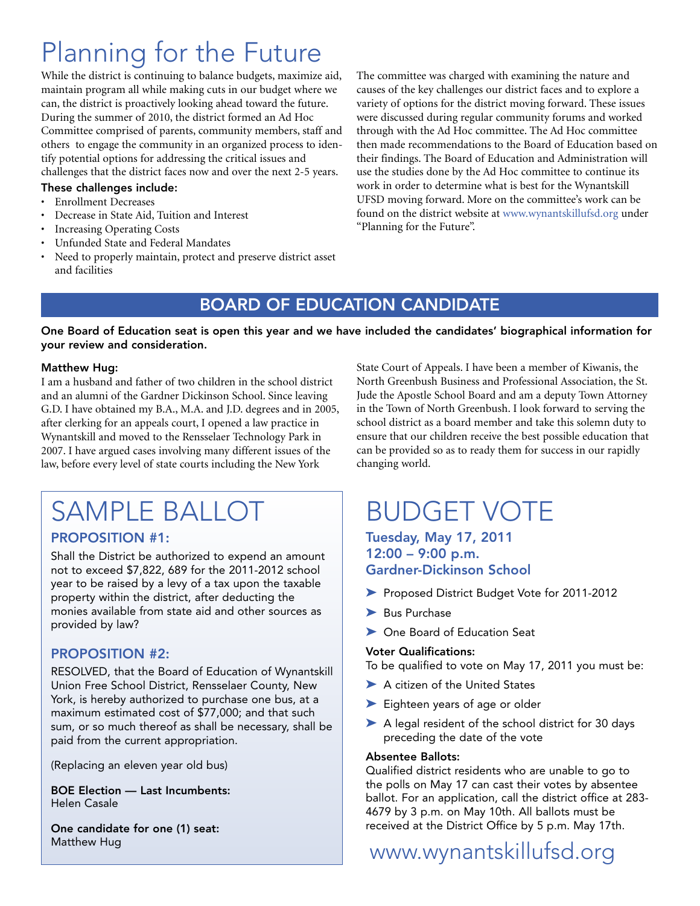# Planning for the Future

While the district is continuing to balance budgets, maximize aid, maintain program all while making cuts in our budget where we can, the district is proactively looking ahead toward the future. During the summer of 2010, the district formed an Ad Hoc Committee comprised of parents, community members, staff and others to engage the community in an organized process to identify potential options for addressing the critical issues and challenges that the district faces now and over the next 2-5 years.

**These challenges include:**

- Enrollment Decreases
- Decrease in State Aid, Tuition and Interest
- Increasing Operating Costs
- Unfunded State and Federal Mandates
- Need to properly maintain, protect and preserve district asset and facilities

The committee was charged with examining the nature and causes of the key challenges our district faces and to explore a variety of options for the district moving forward. These issues were discussed during regular community forums and worked through with the Ad Hoc committee. The Ad Hoc committee then made recommendations to the Board of Education based on their findings. The Board of Education and Administration will use the studies done by the Ad Hoc committee to continue its work in order to determine what is best for the Wynantskill UFSD moving forward. More on the committee's work can be found on the district website at www.wynantskillufsd.org under "Planning for the Future".

## BOARD OF EDUCATION CANDIDATE

**One Board of Education seat is open this year and we have included the candidates' biographical information for your review and consideration.**

**Matthew Hug:**
I am a husband and father of two children in the school district and an alumni of the Gardner Dickinson School. Since leaving G.D. I have obtained my B.A., M.A. and J.D. degrees and in 2005, after clerking for an appeals court, I opened a law practice in Wynantskill and moved to the Rensselaer Technology Park in 2007. I have argued cases involving many different issues of the law, before every level of state courts including the New York State Court of Appeals. I have been a member of Kiwanis, the North Greenbush Business and Professional Association, the St. Jude the Apostle School Board and am a deputy Town Attorney in the Town of North Greenbush. I look forward to serving the school district as a board member and take this solemn duty to ensure that our children receive the best possible education that can be provided so as to ready them for success in our rapidly changing world.

# SAMPLE BALLOT

### PROPOSITION #1:

Shall the District be authorized to expend an amount not to exceed $7,822, 689 for the 2011-2012 school year to be raised by a levy of a tax upon the taxable property within the district, after deducting the monies available from state aid and other sources as provided by law?

### PROPOSITION #2:

RESOLVED, that the Board of Education of Wynantskill Union Free School District, Rensselaer County, New York, is hereby authorized to purchase one bus, at a maximum estimated cost of $77,000; and that such sum, or so much thereof as shall be necessary, shall be paid from the current appropriation.

(Replacing an eleven year old bus)

**BOE Election — Last Incumbents:**
Helen Casale

**One candidate for one (1) seat:**
Matthew Hug

# BUDGET VOTE

### Tuesday, May 17, 2011
### 12:00 – 9:00 p.m.
### Gardner-Dickinson School

- Proposed District Budget Vote for 2011-2012
- Bus Purchase
- One Board of Education Seat

**Voter Qualifications:**
To be qualified to vote on May 17, 2011 you must be:

- A citizen of the United States
- Eighteen years of age or older
- A legal resident of the school district for 30 days preceding the date of the vote

**Absentee Ballots:**
Qualified district residents who are unable to go to the polls on May 17 can cast their votes by absentee ballot. For an application, call the district office at 283-4679 by 3 p.m. on May 10th. All ballots must be received at the District Office by 5 p.m. May 17th.

www.wynantskillufsd.org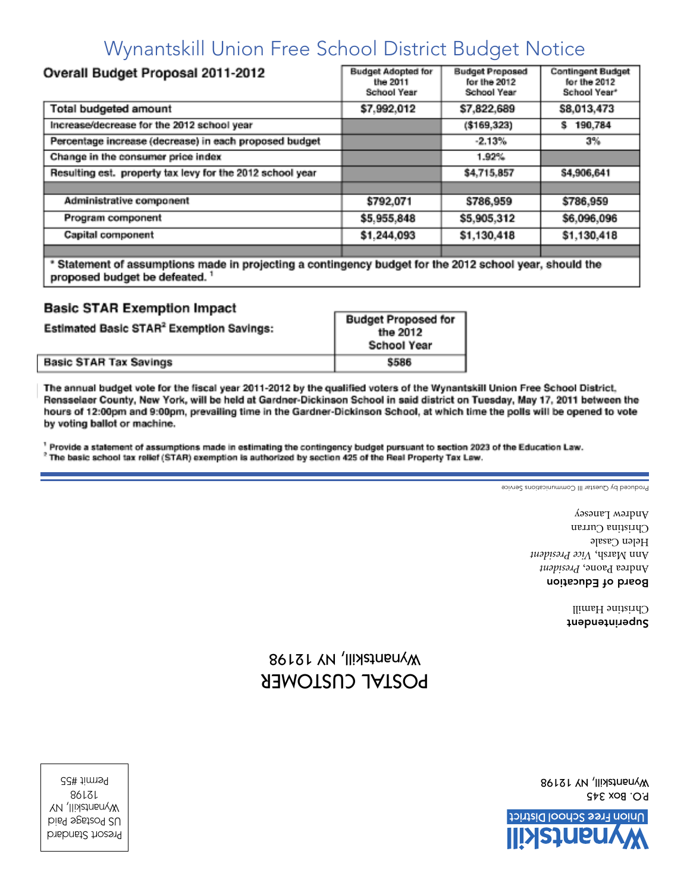# Wynantskill Union Free School District Budget Notice

| Overall Budget Proposal 2011-2012 | Budget Adopted for the 2011 School Year | Budget Proposed for the 2012 School Year | Contingent Budget for the 2012 School Year* |
|---|---|---|---|
| Total budgeted amount | $7,992,012 | $7,822,689 | $8,013,473 |
| Increase/decrease for the 2012 school year | | ($169,323) | $ 190,784 |
| Percentage increase (decrease) in each proposed budget | | -2.13% | 3% |
| Change in the consumer price index | | 1.92% | |
| Resulting est. property tax levy for the 2012 school year | | $4,715,857 | $4,906,641 |
| | | | |
| Administrative component | $792,071 | $786,959 | $786,959 |
| Program component | $5,955,848 | $5,905,312 | $6,096,096 |
| Capital component | $1,244,093 | $1,130,418 | $1,130,418 |
| | | | |

\* Statement of assumptions made in projecting a contingency budget for the 2012 school year, should the proposed budget be defeated. [1]

## Basic STAR Exemption Impact

| Estimated Basic STAR[2] Exemption Savings: | Budget Proposed for the 2012 School Year |
|---|---|
| Basic STAR Tax Savings | $586 |

The annual budget vote for the fiscal year 2011-2012 by the qualified voters of the Wynantskill Union Free School District, Rensselaer County, New York, will be held at Gardner-Dickinson School in said district on Tuesday, May 17, 2011 between the hours of 12:00pm and 9:00pm, prevailing time in the Gardner-Dickinson School, at which time the polls will be opened to vote by voting ballot or machine.

[1] Provide a statement of assumptions made in estimating the contingency budget pursuant to section 2023 of the Education Law.
[2] The basic school tax relief (STAR) exemption is authorized by section 425 of the Real Property Tax Law.

Produced by Questar III Communications Service

**Superintendent**
Christine Hamill

**Board of Education**
Andrea Paone, *President*
Ann Marsh, *Vice President*
Helen Casale
Christina Curran
Andrew Lansey

Wynantskill Union Free School District
P.O. Box 345
Wynantskill, NY 12198

Presort Standard
US Postage Paid
Wynantskill, NY
12198
Permit #55

POSTAL CUSTOMER
Wynantskill, NY 12198